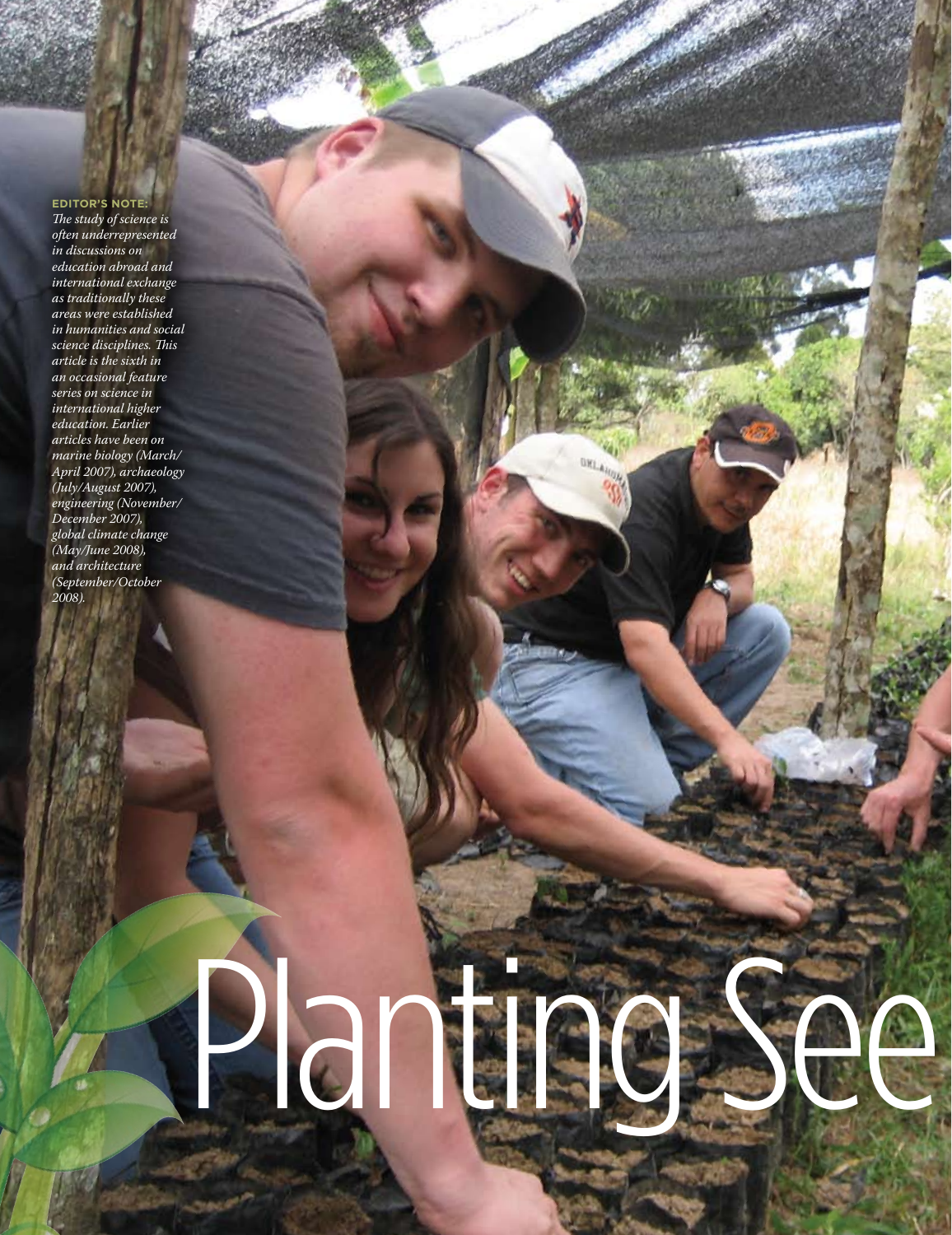# Planting See

**EDITOR'S NOTE:**

*The study of science is often underrepresented in discussions on education abroad and international exchange as traditionally these areas were established in humanities and social science disciplines. This article is the sixth in an occasional feature series on science in international higher education. Earlier articles have been on marine biology (March/April 2007), archaeology (July/August 2007), engineering (November/December 2007), global climate change (May/June 2008), and architecture (September/October 2008).*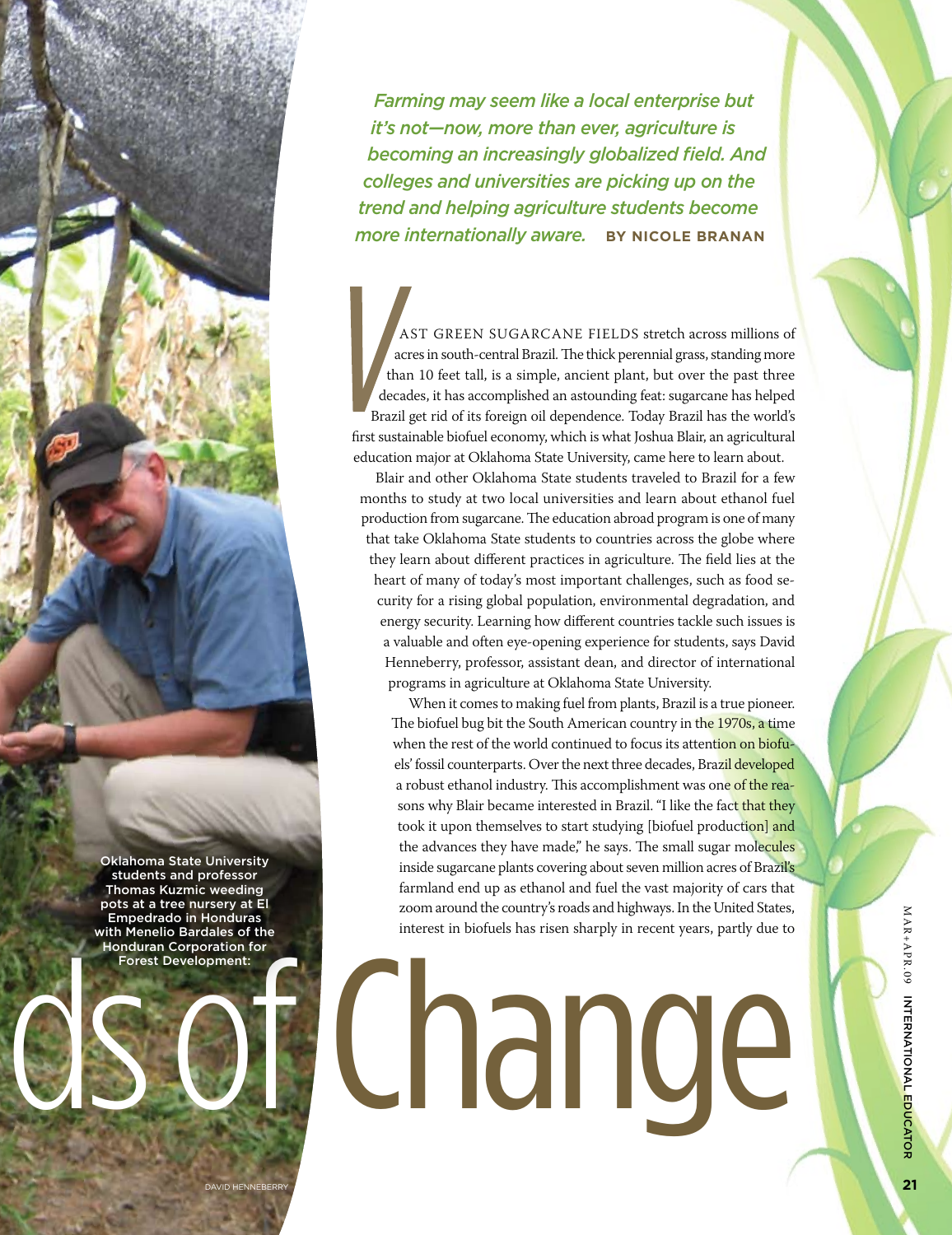*Farming may seem like a local enterprise but it's not—now, more than ever, agriculture is becoming an increasingly globalized field. And colleges and universities are picking up on the trend and helping agriculture students become more internationally aware.* **BY NICOLE BRANAN**

# ...ds of Change

VAST GREEN SUGARCANE FIELDS stretch across millions of acres in south-central Brazil. The thick perennial grass, standing more than 10 feet tall, is a simple, ancient plant, but over the past three decades, it has accomplished an astounding feat: sugarcane has helped Brazil get rid of its foreign oil dependence. Today Brazil has the world's first sustainable biofuel economy, which is what Joshua Blair, an agricultural education major at Oklahoma State University, came here to learn about.

Blair and other Oklahoma State students traveled to Brazil for a few months to study at two local universities and learn about ethanol fuel production from sugarcane. The education abroad program is one of many that take Oklahoma State students to countries across the globe where they learn about different practices in agriculture. The field lies at the heart of many of today's most important challenges, such as food security for a rising global population, environmental degradation, and energy security. Learning how different countries tackle such issues is a valuable and often eye-opening experience for students, says David Henneberry, professor, assistant dean, and director of international programs in agriculture at Oklahoma State University.

When it comes to making fuel from plants, Brazil is a true pioneer. The biofuel bug bit the South American country in the 1970s, a time when the rest of the world continued to focus its attention on biofuels' fossil counterparts. Over the next three decades, Brazil developed a robust ethanol industry. This accomplishment was one of the reasons why Blair became interested in Brazil. "I like the fact that they took it upon themselves to start studying [biofuel production] and the advances they have made," he says. The small sugar molecules inside sugarcane plants covering about seven million acres of Brazil's farmland end up as ethanol and fuel the vast majority of cars that zoom around the country's roads and highways. In the United States, interest in biofuels has risen sharply in recent years, partly due to

Oklahoma State University students and professor Thomas Kuzmic weeding pots at a tree nursery at El Empedrado in Honduras with Menelio Bardales of the Honduran Corporation for Forest Development.

DAVID HENNEBERRY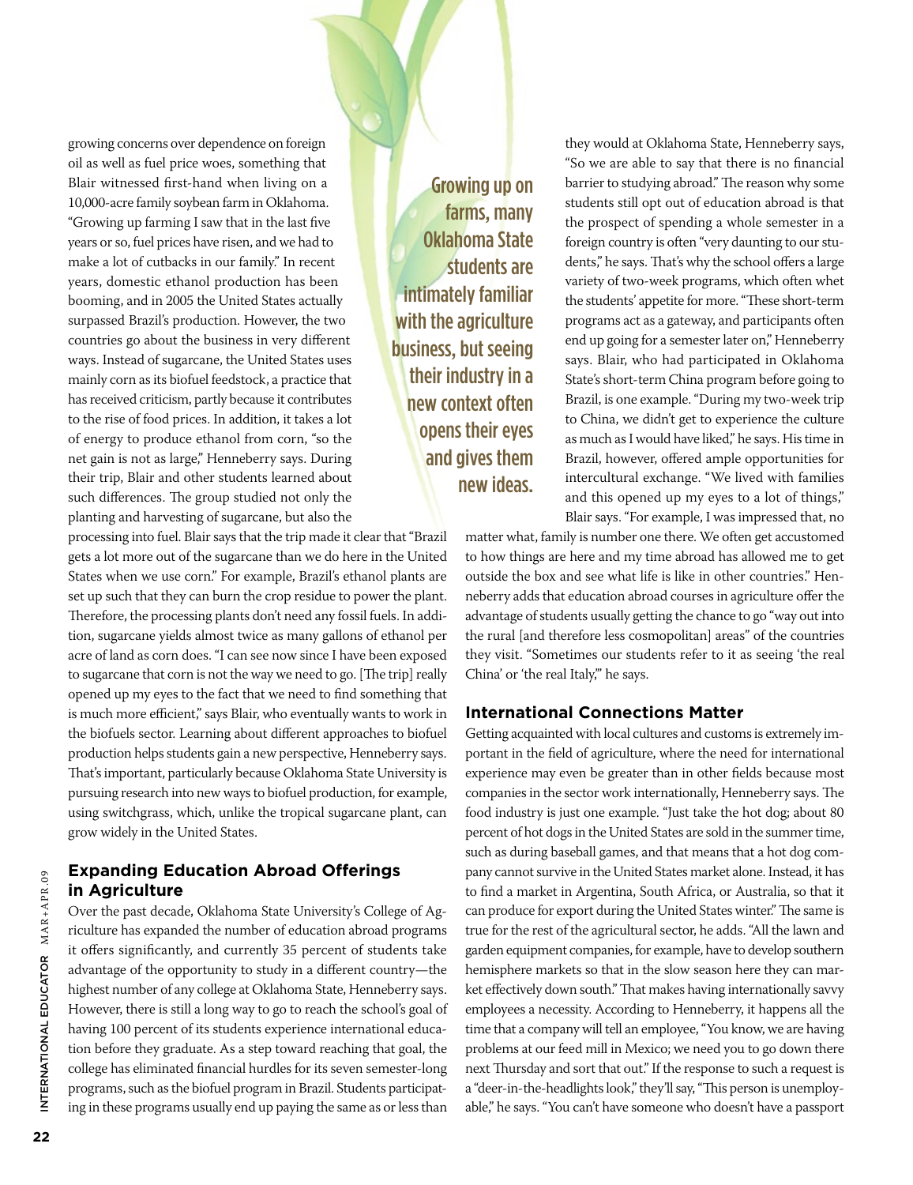growing concerns over dependence on foreign oil as well as fuel price woes, something that Blair witnessed first-hand when living on a 10,000-acre family soybean farm in Oklahoma. "Growing up farming I saw that in the last five years or so, fuel prices have risen, and we had to make a lot of cutbacks in our family." In recent years, domestic ethanol production has been booming, and in 2005 the United States actually surpassed Brazil's production. However, the two countries go about the business in very different ways. Instead of sugarcane, the United States uses mainly corn as its biofuel feedstock, a practice that has received criticism, partly because it contributes to the rise of food prices. In addition, it takes a lot of energy to produce ethanol from corn, "so the net gain is not as large," Henneberry says. During their trip, Blair and other students learned about such differences. The group studied not only the planting and harvesting of sugarcane, but also the processing into fuel. Blair says that the trip made it clear that "Brazil gets a lot more out of the sugarcane than we do here in the United States when we use corn." For example, Brazil's ethanol plants are set up such that they can burn the crop residue to power the plant. Therefore, the processing plants don't need any fossil fuels. In addition, sugarcane yields almost twice as many gallons of ethanol per acre of land as corn does. "I can see now since I have been exposed to sugarcane that corn is not the way we need to go. [The trip] really opened up my eyes to the fact that we need to find something that is much more efficient," says Blair, who eventually wants to work in the biofuels sector. Learning about different approaches to biofuel production helps students gain a new perspective, Henneberry says. That's important, particularly because Oklahoma State University is pursuing research into new ways to biofuel production, for example, using switchgrass, which, unlike the tropical sugarcane plant, can grow widely in the United States.

> Growing up on farms, many Oklahoma State students are intimately familiar with the agriculture business, but seeing their industry in a new context often opens their eyes and gives them new ideas.

## Expanding Education Abroad Offerings in Agriculture

Over the past decade, Oklahoma State University's College of Agriculture has expanded the number of education abroad programs it offers significantly, and currently 35 percent of students take advantage of the opportunity to study in a different country—the highest number of any college at Oklahoma State, Henneberry says. However, there is still a long way to go to reach the school's goal of having 100 percent of its students experience international education before they graduate. As a step toward reaching that goal, the college has eliminated financial hurdles for its seven semester-long programs, such as the biofuel program in Brazil. Students participating in these programs usually end up paying the same as or less than they would at Oklahoma State, Henneberry says, "So we are able to say that there is no financial barrier to studying abroad." The reason why some students still opt out of education abroad is that the prospect of spending a whole semester in a foreign country is often "very daunting to our students," he says. That's why the school offers a large variety of two-week programs, which often whet the students' appetite for more. "These short-term programs act as a gateway, and participants often end up going for a semester later on," Henneberry says. Blair, who had participated in Oklahoma State's short-term China program before going to Brazil, is one example. "During my two-week trip to China, we didn't get to experience the culture as much as I would have liked," he says. His time in Brazil, however, offered ample opportunities for intercultural exchange. "We lived with families and this opened up my eyes to a lot of things," Blair says. "For example, I was impressed that, no matter what, family is number one there. We often get accustomed to how things are here and my time abroad has allowed me to get outside the box and see what life is like in other countries." Henneberry adds that education abroad courses in agriculture offer the advantage of students usually getting the chance to go "way out into the rural [and therefore less cosmopolitan] areas" of the countries they visit. "Sometimes our students refer to it as seeing 'the real China' or 'the real Italy,'" he says.

## International Connections Matter

Getting acquainted with local cultures and customs is extremely important in the field of agriculture, where the need for international experience may even be greater than in other fields because most companies in the sector work internationally, Henneberry says. The food industry is just one example. "Just take the hot dog; about 80 percent of hot dogs in the United States are sold in the summer time, such as during baseball games, and that means that a hot dog company cannot survive in the United States market alone. Instead, it has to find a market in Argentina, South Africa, or Australia, so that it can produce for export during the United States winter." The same is true for the rest of the agricultural sector, he adds. "All the lawn and garden equipment companies, for example, have to develop southern hemisphere markets so that in the slow season here they can market effectively down south." That makes having internationally savvy employees a necessity. According to Henneberry, it happens all the time that a company will tell an employee, "You know, we are having problems at our feed mill in Mexico; we need you to go down there next Thursday and sort that out." If the response to such a request is a "deer-in-the-headlights look," they'll say, "This person is unemployable," he says. "You can't have someone who doesn't have a passport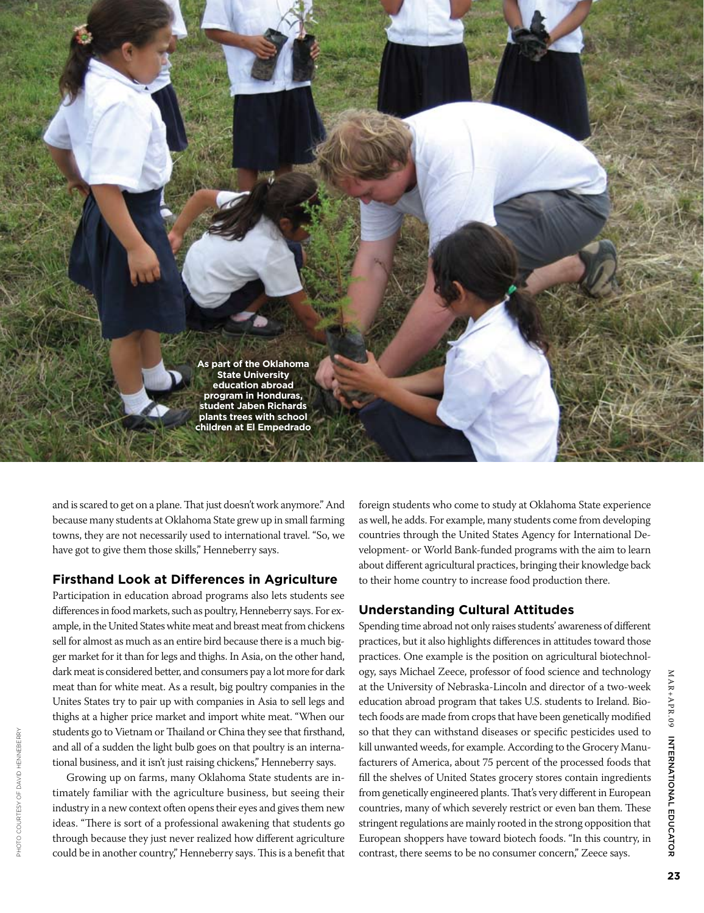As part of the Oklahoma State University education abroad program in Honduras, student Jaben Richards plants trees with school children at El Empedrado

and is scared to get on a plane. That just doesn't work anymore." And because many students at Oklahoma State grew up in small farming towns, they are not necessarily used to international travel. "So, we have got to give them those skills," Henneberry says.

## Firsthand Look at Differences in Agriculture

Participation in education abroad programs also lets students see differences in food markets, such as poultry, Henneberry says. For example, in the United States white meat and breast meat from chickens sell for almost as much as an entire bird because there is a much bigger market for it than for legs and thighs. In Asia, on the other hand, dark meat is considered better, and consumers pay a lot more for dark meat than for white meat. As a result, big poultry companies in the Unites States try to pair up with companies in Asia to sell legs and thighs at a higher price market and import white meat. "When our students go to Vietnam or Thailand or China they see that firsthand, and all of a sudden the light bulb goes on that poultry is an international business, and it isn't just raising chickens," Henneberry says.

Growing up on farms, many Oklahoma State students are intimately familiar with the agriculture business, but seeing their industry in a new context often opens their eyes and gives them new ideas. "There is sort of a professional awakening that students go through because they just never realized how different agriculture could be in another country," Henneberry says. This is a benefit that foreign students who come to study at Oklahoma State experience as well, he adds. For example, many students come from developing countries through the United States Agency for International Development- or World Bank-funded programs with the aim to learn about different agricultural practices, bringing their knowledge back to their home country to increase food production there.

## Understanding Cultural Attitudes

Spending time abroad not only raises students' awareness of different practices, but it also highlights differences in attitudes toward those practices. One example is the position on agricultural biotechnology, says Michael Zeece, professor of food science and technology at the University of Nebraska-Lincoln and director of a two-week education abroad program that takes U.S. students to Ireland. Biotech foods are made from crops that have been genetically modified so that they can withstand diseases or specific pesticides used to kill unwanted weeds, for example. According to the Grocery Manufacturers of America, about 75 percent of the processed foods that fill the shelves of United States grocery stores contain ingredients from genetically engineered plants. That's very different in European countries, many of which severely restrict or even ban them. These stringent regulations are mainly rooted in the strong opposition that European shoppers have toward biotech foods. "In this country, in contrast, there seems to be no consumer concern," Zeece says.

PHOTO COURTESY OF DAVID HENNEBERRY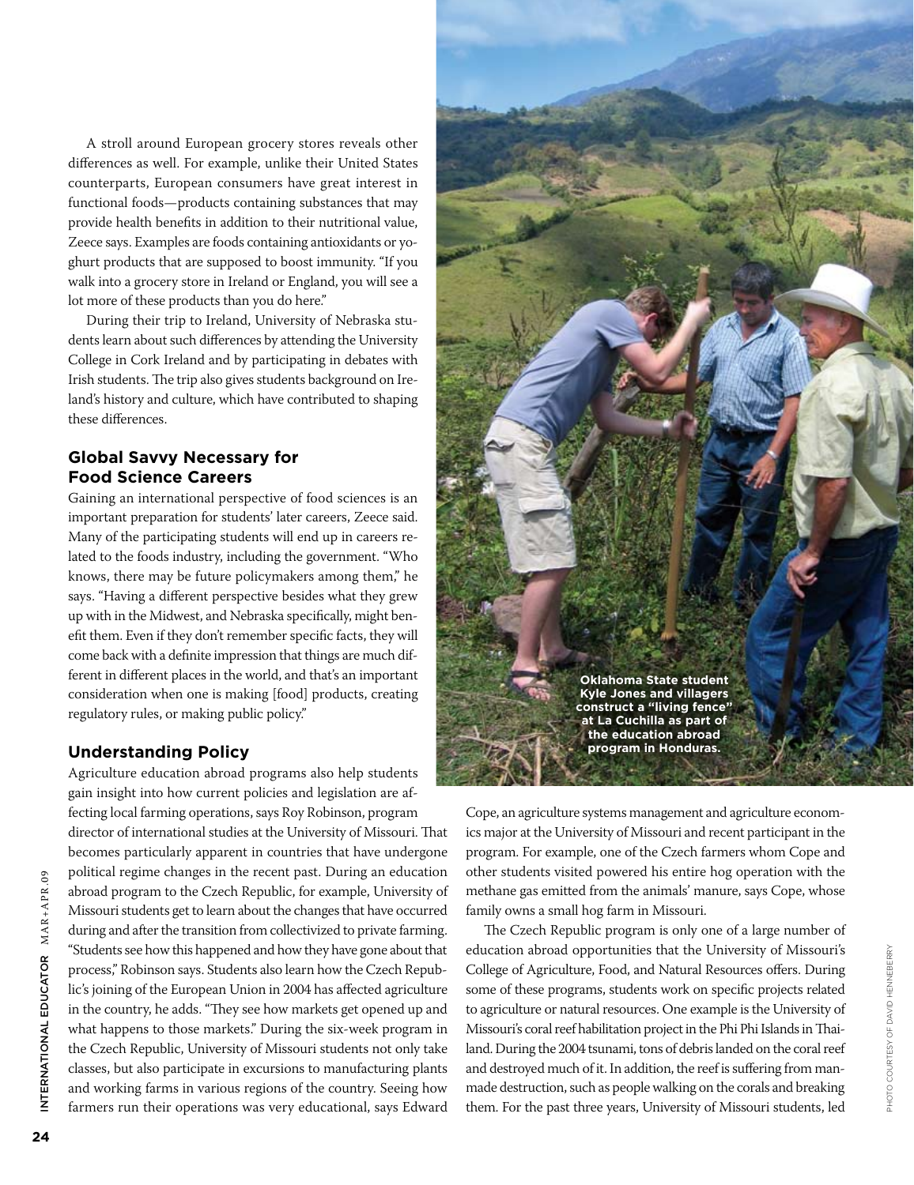A stroll around European grocery stores reveals other differences as well. For example, unlike their United States counterparts, European consumers have great interest in functional foods—products containing substances that may provide health benefits in addition to their nutritional value, Zeece says. Examples are foods containing antioxidants or yoghurt products that are supposed to boost immunity. "If you walk into a grocery store in Ireland or England, you will see a lot more of these products than you do here."

During their trip to Ireland, University of Nebraska students learn about such differences by attending the University College in Cork Ireland and by participating in debates with Irish students. The trip also gives students background on Ireland's history and culture, which have contributed to shaping these differences.

## Global Savvy Necessary for Food Science Careers

Gaining an international perspective of food sciences is an important preparation for students' later careers, Zeece said. Many of the participating students will end up in careers related to the foods industry, including the government. "Who knows, there may be future policymakers among them," he says. "Having a different perspective besides what they grew up with in the Midwest, and Nebraska specifically, might benefit them. Even if they don't remember specific facts, they will come back with a definite impression that things are much different in different places in the world, and that's an important consideration when one is making [food] products, creating regulatory rules, or making public policy."

## Understanding Policy

Agriculture education abroad programs also help students gain insight into how current policies and legislation are affecting local farming operations, says Roy Robinson, program director of international studies at the University of Missouri. That becomes particularly apparent in countries that have undergone political regime changes in the recent past. During an education abroad program to the Czech Republic, for example, University of Missouri students get to learn about the changes that have occurred during and after the transition from collectivized to private farming. "Students see how this happened and how they have gone about that process," Robinson says. Students also learn how the Czech Republic's joining of the European Union in 2004 has affected agriculture in the country, he adds. "They see how markets get opened up and what happens to those markets." During the six-week program in the Czech Republic, University of Missouri students not only take classes, but also participate in excursions to manufacturing plants and working farms in various regions of the country. Seeing how farmers run their operations was very educational, says Edward Cope, an agriculture systems management and agriculture economics major at the University of Missouri and recent participant in the program. For example, one of the Czech farmers whom Cope and other students visited powered his entire hog operation with the methane gas emitted from the animals' manure, says Cope, whose family owns a small hog farm in Missouri.

Oklahoma State student Kyle Jones and villagers construct a "living fence" at La Cuchilla as part of the education abroad program in Honduras.

PHOTO COURTESY OF DAVID HENNEBERRY

The Czech Republic program is only one of a large number of education abroad opportunities that the University of Missouri's College of Agriculture, Food, and Natural Resources offers. During some of these programs, students work on specific projects related to agriculture or natural resources. One example is the University of Missouri's coral reef habilitation project in the Phi Phi Islands in Thailand. During the 2004 tsunami, tons of debris landed on the coral reef and destroyed much of it. In addition, the reef is suffering from manmade destruction, such as people walking on the corals and breaking them. For the past three years, University of Missouri students, led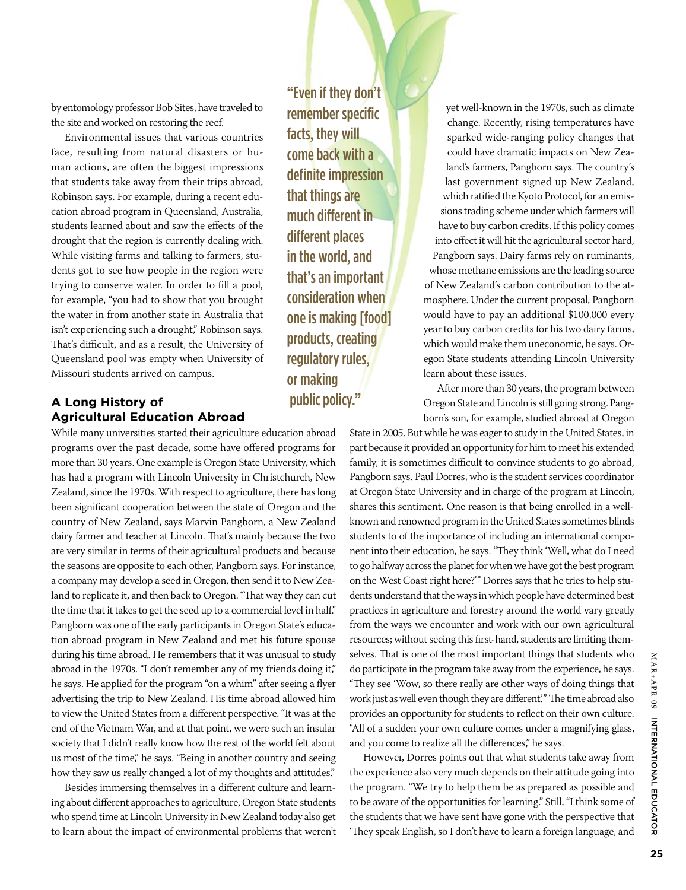by entomology professor Bob Sites, have traveled to the site and worked on restoring the reef.

Environmental issues that various countries face, resulting from natural disasters or human actions, are often the biggest impressions that students take away from their trips abroad, Robinson says. For example, during a recent education abroad program in Queensland, Australia, students learned about and saw the effects of the drought that the region is currently dealing with. While visiting farms and talking to farmers, students got to see how people in the region were trying to conserve water. In order to fill a pool, for example, "you had to show that you brought the water in from another state in Australia that isn't experiencing such a drought," Robinson says. That's difficult, and as a result, the University of Queensland pool was empty when University of Missouri students arrived on campus.

> "Even if they don't remember specific facts, they will come back with a definite impression that things are much different in different places in the world, and that's an important consideration when one is making [food] products, creating regulatory rules, or making public policy."

## A Long History of Agricultural Education Abroad

While many universities started their agriculture education abroad programs over the past decade, some have offered programs for more than 30 years. One example is Oregon State University, which has had a program with Lincoln University in Christchurch, New Zealand, since the 1970s. With respect to agriculture, there has long been significant cooperation between the state of Oregon and the country of New Zealand, says Marvin Pangborn, a New Zealand dairy farmer and teacher at Lincoln. That's mainly because the two are very similar in terms of their agricultural products and because the seasons are opposite to each other, Pangborn says. For instance, a company may develop a seed in Oregon, then send it to New Zealand to replicate it, and then back to Oregon. "That way they can cut the time that it takes to get the seed up to a commercial level in half." Pangborn was one of the early participants in Oregon State's education abroad program in New Zealand and met his future spouse during his time abroad. He remembers that it was unusual to study abroad in the 1970s. "I don't remember any of my friends doing it," he says. He applied for the program "on a whim" after seeing a flyer advertising the trip to New Zealand. His time abroad allowed him to view the United States from a different perspective. "It was at the end of the Vietnam War, and at that point, we were such an insular society that I didn't really know how the rest of the world felt about us most of the time," he says. "Being in another country and seeing how they saw us really changed a lot of my thoughts and attitudes."

Besides immersing themselves in a different culture and learning about different approaches to agriculture, Oregon State students who spend time at Lincoln University in New Zealand today also get to learn about the impact of environmental problems that weren't yet well-known in the 1970s, such as climate change. Recently, rising temperatures have sparked wide-ranging policy changes that could have dramatic impacts on New Zealand's farmers, Pangborn says. The country's last government signed up New Zealand, which ratified the Kyoto Protocol, for an emissions trading scheme under which farmers will have to buy carbon credits. If this policy comes into effect it will hit the agricultural sector hard, Pangborn says. Dairy farms rely on ruminants, whose methane emissions are the leading source of New Zealand's carbon contribution to the atmosphere. Under the current proposal, Pangborn would have to pay an additional $100,000 every year to buy carbon credits for his two dairy farms, which would make them uneconomic, he says. Oregon State students attending Lincoln University learn about these issues.

After more than 30 years, the program between Oregon State and Lincoln is still going strong. Pangborn's son, for example, studied abroad at Oregon State in 2005. But while he was eager to study in the United States, in part because it provided an opportunity for him to meet his extended family, it is sometimes difficult to convince students to go abroad, Pangborn says. Paul Dorres, who is the student services coordinator at Oregon State University and in charge of the program at Lincoln, shares this sentiment. One reason is that being enrolled in a well-known and renowned program in the United States sometimes blinds students to of the importance of including an international component into their education, he says. "They think 'Well, what do I need to go halfway across the planet for when we have got the best program on the West Coast right here?'" Dorres says that he tries to help students understand that the ways in which people have determined best practices in agriculture and forestry around the world vary greatly from the ways we encounter and work with our own agricultural resources; without seeing this first-hand, students are limiting themselves. That is one of the most important things that students who do participate in the program take away from the experience, he says. "They see 'Wow, so there really are other ways of doing things that work just as well even though they are different.'" The time abroad also provides an opportunity for students to reflect on their own culture. "All of a sudden your own culture comes under a magnifying glass, and you come to realize all the differences," he says.

However, Dorres points out that what students take away from the experience also very much depends on their attitude going into the program. "We try to help them be as prepared as possible and to be aware of the opportunities for learning." Still, "I think some of the students that we have sent have gone with the perspective that 'They speak English, so I don't have to learn a foreign language, and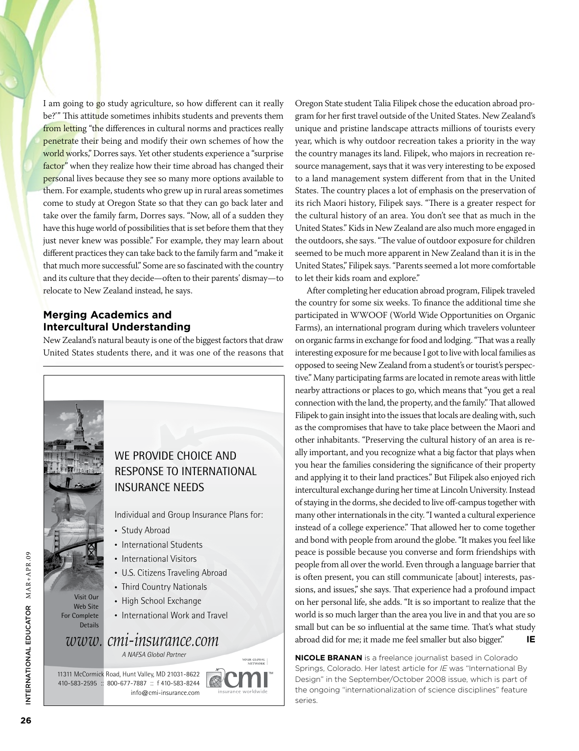I am going to go study agriculture, so how different can it really be?'" This attitude sometimes inhibits students and prevents them from letting "the differences in cultural norms and practices really penetrate their being and modify their own schemes of how the world works," Dorres says. Yet other students experience a "surprise factor" when they realize how their time abroad has changed their personal lives because they see so many more options available to them. For example, students who grew up in rural areas sometimes come to study at Oregon State so that they can go back later and take over the family farm, Dorres says. "Now, all of a sudden they have this huge world of possibilities that is set before them that they just never knew was possible." For example, they may learn about different practices they can take back to the family farm and "make it that much more successful." Some are so fascinated with the country and its culture that they decide—often to their parents' dismay—to relocate to New Zealand instead, he says.

## Merging Academics and Intercultural Understanding

New Zealand's natural beauty is one of the biggest factors that draw United States students there, and it was one of the reasons that Oregon State student Talia Filipek chose the education abroad program for her first travel outside of the United States. New Zealand's unique and pristine landscape attracts millions of tourists every year, which is why outdoor recreation takes a priority in the way the country manages its land. Filipek, who majors in recreation resource management, says that it was very interesting to be exposed to a land management system different from that in the United States. The country places a lot of emphasis on the preservation of its rich Maori history, Filipek says. "There is a greater respect for the cultural history of an area. You don't see that as much in the United States." Kids in New Zealand are also much more engaged in the outdoors, she says. "The value of outdoor exposure for children seemed to be much more apparent in New Zealand than it is in the United States," Filipek says. "Parents seemed a lot more comfortable to let their kids roam and explore."

After completing her education abroad program, Filipek traveled the country for some six weeks. To finance the additional time she participated in WWOOF (World Wide Opportunities on Organic Farms), an international program during which travelers volunteer on organic farms in exchange for food and lodging. "That was a really interesting exposure for me because I got to live with local families as opposed to seeing New Zealand from a student's or tourist's perspective." Many participating farms are located in remote areas with little nearby attractions or places to go, which means that "you get a real connection with the land, the property, and the family." That allowed Filipek to gain insight into the issues that locals are dealing with, such as the compromises that have to take place between the Maori and other inhabitants. "Preserving the cultural history of an area is really important, and you recognize what a big factor that plays when you hear the families considering the significance of their property and applying it to their land practices." But Filipek also enjoyed rich intercultural exchange during her time at Lincoln University. Instead of staying in the dorms, she decided to live off-campus together with many other internationals in the city. "I wanted a cultural experience instead of a college experience." That allowed her to come together and bond with people from around the globe. "It makes you feel like peace is possible because you converse and form friendships with people from all over the world. Even through a language barrier that is often present, you can still communicate [about] interests, passions, and issues," she says. That experience had a profound impact on her personal life, she adds. "It is so important to realize that the world is so much larger than the area you live in and that you are so small but can be so influential at the same time. That's what study abroad did for me; it made me feel smaller but also bigger." **IE**

**NICOLE BRANAN** is a freelance journalist based in Colorado Springs, Colorado. Her latest article for *IE* was "International By Design" in the September/October 2008 issue, which is part of the ongoing "internationalization of science disciplines" feature series.

WE PROVIDE CHOICE AND RESPONSE TO INTERNATIONAL INSURANCE NEEDS

Individual and Group Insurance Plans for:

- Study Abroad
- International Students
- International Visitors
- U.S. Citizens Traveling Abroad
- Third Country Nationals
- High School Exchange
- International Work and Travel

Visit Our Web Site For Complete Details

*www. cmi-insurance.com*

*A NAFSA Global Partner*

11311 McCormick Road, Hunt Valley, MD 21031-8622
410-583-2595 :: 800-677-7887 :: f 410-583-8244
info@cmi-insurance.com

cmi insurance worldwide